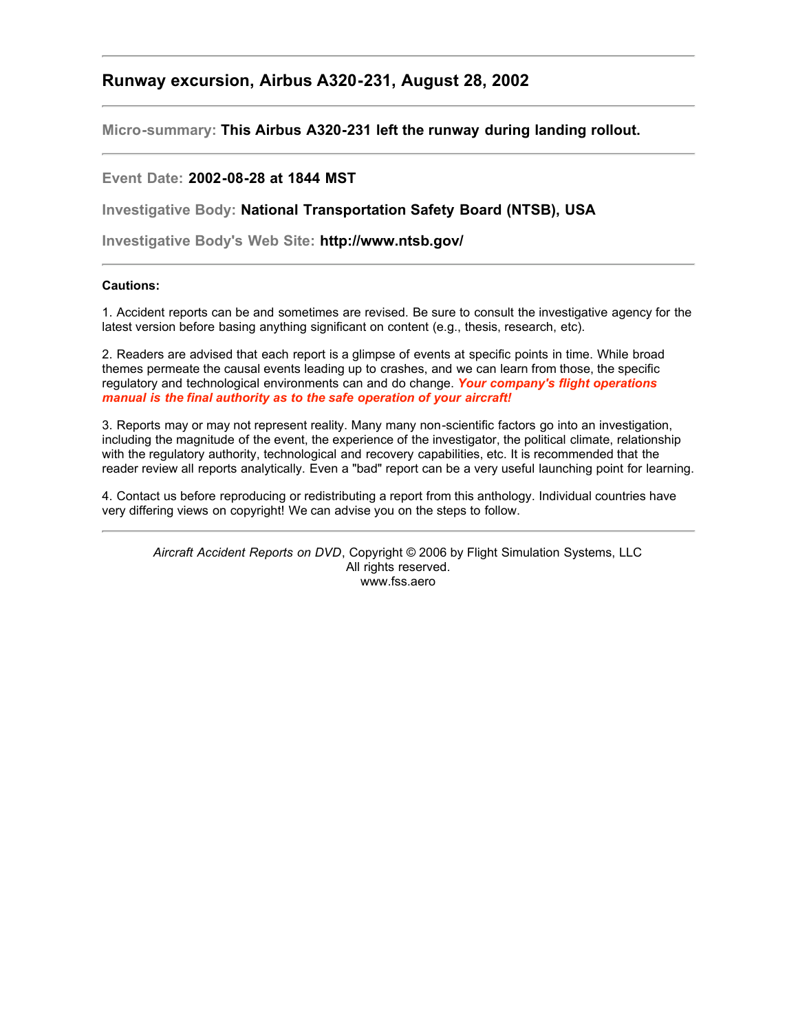## Runway excursion, Airbus A320-231, August 28, 2002

---

**Micro-summary: This Airbus A320-231 left the runway during landing rollout.**

---

Event Date: **2002-08-28 at 1844 MST**

Investigative Body: **National Transportation Safety Board (NTSB), USA**

Investigative Body's Web Site: **http://www.ntsb.gov/**

---

**Cautions:**

1. Accident reports can be and sometimes are revised. Be sure to consult the investigative agency for the latest version before basing anything significant on content (e.g., thesis, research, etc).

2. Readers are advised that each report is a glimpse of events at specific points in time. While broad themes permeate the causal events leading up to crashes, and we can learn from those, the specific regulatory and technological environments can and do change. ***Your company's flight operations manual is the final authority as to the safe operation of your aircraft!***

3. Reports may or may not represent reality. Many many non-scientific factors go into an investigation, including the magnitude of the event, the experience of the investigator, the political climate, relationship with the regulatory authority, technological and recovery capabilities, etc. It is recommended that the reader review all reports analytically. Even a "bad" report can be a very useful launching point for learning.

4. Contact us before reproducing or redistributing a report from this anthology. Individual countries have very differing views on copyright! We can advise you on the steps to follow.

---

*Aircraft Accident Reports on DVD*, Copyright © 2006 by Flight Simulation Systems, LLC
All rights reserved.
www.fss.aero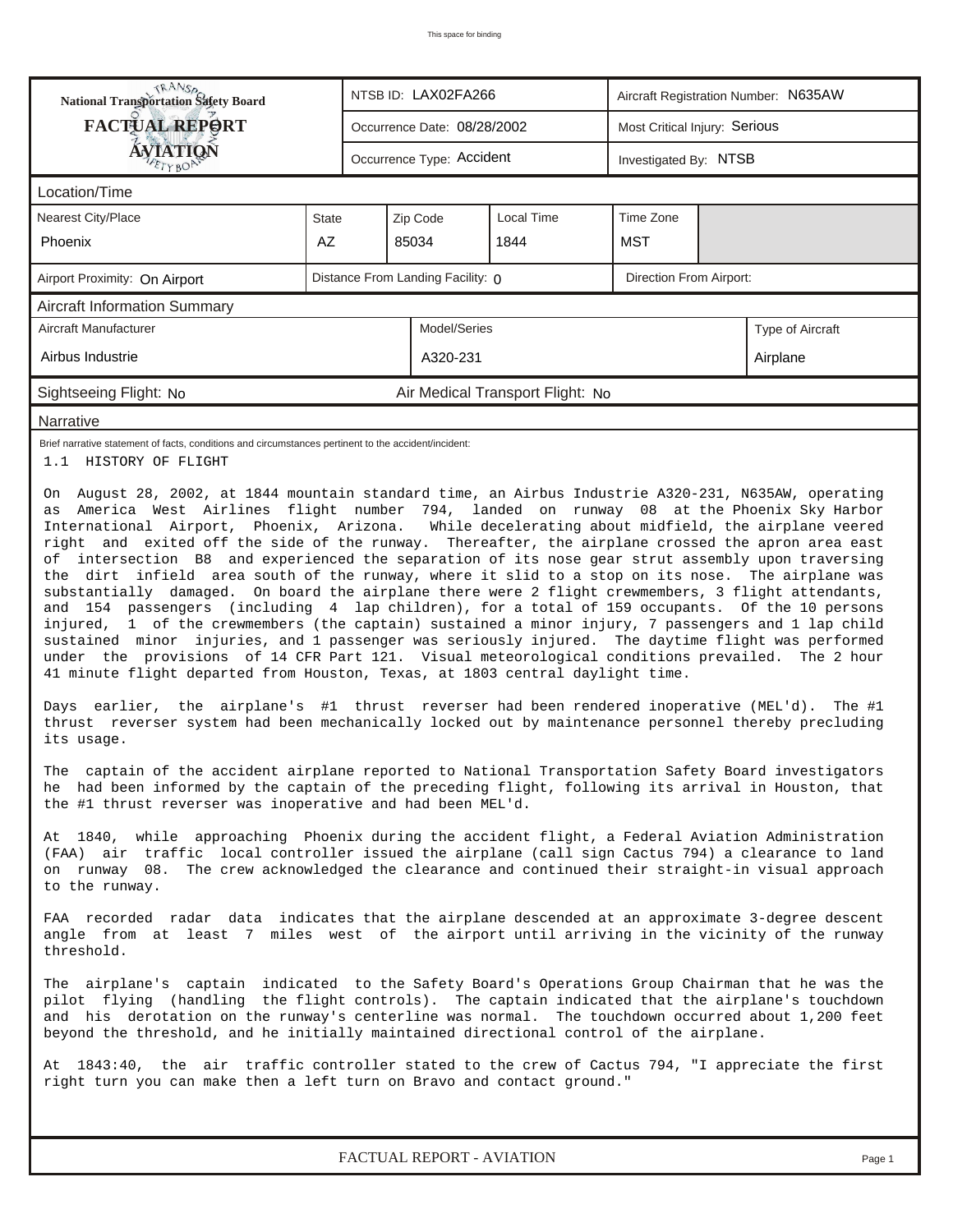This space for binding

| National Transportation Safety Board FACTUAL REPORT AVIATION | NTSB ID: LAX02FA266 | Aircraft Registration Number: N635AW |
|---|---|---|
| | Occurrence Date: 08/28/2002 | Most Critical Injury: Serious |
| | Occurrence Type: Accident | Investigated By: NTSB |

**Location/Time**

| Nearest City/Place | State | Zip Code | Local Time | Time Zone |
|---|---|---|---|---|
| Phoenix | AZ | 85034 | 1844 | MST |

| Airport Proximity: On Airport | Distance From Landing Facility: 0 | Direction From Airport: |
|---|---|---|

**Aircraft Information Summary**

| Aircraft Manufacturer | Model/Series | Type of Aircraft |
|---|---|---|
| Airbus Industrie | A320-231 | Airplane |

Sightseeing Flight: No    Air Medical Transport Flight: No

**Narrative**

Brief narrative statement of facts, conditions and circumstances pertinent to the accident/incident:

1.1 HISTORY OF FLIGHT

On August 28, 2002, at 1844 mountain standard time, an Airbus Industrie A320-231, N635AW, operating as America West Airlines flight number 794, landed on runway 08 at the Phoenix Sky Harbor International Airport, Phoenix, Arizona. While decelerating about midfield, the airplane veered right and exited off the side of the runway. Thereafter, the airplane crossed the apron area east of intersection B8 and experienced the separation of its nose gear strut assembly upon traversing the dirt infield area south of the runway, where it slid to a stop on its nose. The airplane was substantially damaged. On board the airplane there were 2 flight crewmembers, 3 flight attendants, and 154 passengers (including 4 lap children), for a total of 159 occupants. Of the 10 persons injured, 1 of the crewmembers (the captain) sustained a minor injury, 7 passengers and 1 lap child sustained minor injuries, and 1 passenger was seriously injured. The daytime flight was performed under the provisions of 14 CFR Part 121. Visual meteorological conditions prevailed. The 2 hour 41 minute flight departed from Houston, Texas, at 1803 central daylight time.

Days earlier, the airplane's #1 thrust reverser had been rendered inoperative (MEL'd). The #1 thrust reverser system had been mechanically locked out by maintenance personnel thereby precluding its usage.

The captain of the accident airplane reported to National Transportation Safety Board investigators he had been informed by the captain of the preceding flight, following its arrival in Houston, that the #1 thrust reverser was inoperative and had been MEL'd.

At 1840, while approaching Phoenix during the accident flight, a Federal Aviation Administration (FAA) air traffic local controller issued the airplane (call sign Cactus 794) a clearance to land on runway 08. The crew acknowledged the clearance and continued their straight-in visual approach to the runway.

FAA recorded radar data indicates that the airplane descended at an approximate 3-degree descent angle from at least 7 miles west of the airport until arriving in the vicinity of the runway threshold.

The airplane's captain indicated to the Safety Board's Operations Group Chairman that he was the pilot flying (handling the flight controls). The captain indicated that the airplane's touchdown and his derotation on the runway's centerline was normal. The touchdown occurred about 1,200 feet beyond the threshold, and he initially maintained directional control of the airplane.

At 1843:40, the air traffic controller stated to the crew of Cactus 794, "I appreciate the first right turn you can make then a left turn on Bravo and contact ground."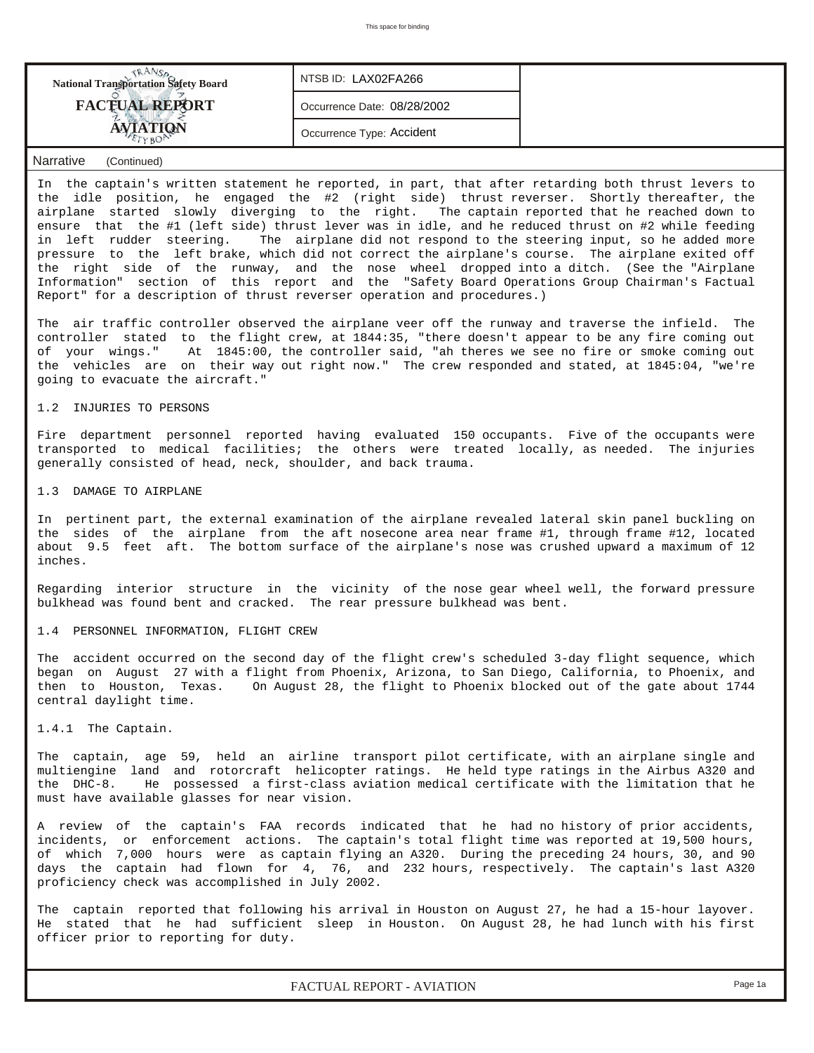**National Transportation Safety Board**
**FACTUAL REPORT**
**AVIATION**

NTSB ID: LAX02FA266

Occurrence Date: 08/28/2002

Occurrence Type: Accident

Narrative (Continued)

In the captain's written statement he reported, in part, that after retarding both thrust levers to the idle position, he engaged the #2 (right side) thrust reverser. Shortly thereafter, the airplane started slowly diverging to the right. The captain reported that he reached down to ensure that the #1 (left side) thrust lever was in idle, and he reduced thrust on #2 while feeding in left rudder steering. The airplane did not respond to the steering input, so he added more pressure to the left brake, which did not correct the airplane's course. The airplane exited off the right side of the runway, and the nose wheel dropped into a ditch. (See the "Airplane Information" section of this report and the "Safety Board Operations Group Chairman's Factual Report" for a description of thrust reverser operation and procedures.)

The air traffic controller observed the airplane veer off the runway and traverse the infield. The controller stated to the flight crew, at 1844:35, "there doesn't appear to be any fire coming out of your wings." At 1845:00, the controller said, "ah theres we see no fire or smoke coming out the vehicles are on their way out right now." The crew responded and stated, at 1845:04, "we're going to evacuate the aircraft."

1.2 INJURIES TO PERSONS

Fire department personnel reported having evaluated 150 occupants. Five of the occupants were transported to medical facilities; the others were treated locally, as needed. The injuries generally consisted of head, neck, shoulder, and back trauma.

1.3 DAMAGE TO AIRPLANE

In pertinent part, the external examination of the airplane revealed lateral skin panel buckling on the sides of the airplane from the aft nosecone area near frame #1, through frame #12, located about 9.5 feet aft. The bottom surface of the airplane's nose was crushed upward a maximum of 12 inches.

Regarding interior structure in the vicinity of the nose gear wheel well, the forward pressure bulkhead was found bent and cracked. The rear pressure bulkhead was bent.

1.4 PERSONNEL INFORMATION, FLIGHT CREW

The accident occurred on the second day of the flight crew's scheduled 3-day flight sequence, which began on August 27 with a flight from Phoenix, Arizona, to San Diego, California, to Phoenix, and then to Houston, Texas. On August 28, the flight to Phoenix blocked out of the gate about 1744 central daylight time.

1.4.1 The Captain.

The captain, age 59, held an airline transport pilot certificate, with an airplane single and multiengine land and rotorcraft helicopter ratings. He held type ratings in the Airbus A320 and the DHC-8. He possessed a first-class aviation medical certificate with the limitation that he must have available glasses for near vision.

A review of the captain's FAA records indicated that he had no history of prior accidents, incidents, or enforcement actions. The captain's total flight time was reported at 19,500 hours, of which 7,000 hours were as captain flying an A320. During the preceding 24 hours, 30, and 90 days the captain had flown for 4, 76, and 232 hours, respectively. The captain's last A320 proficiency check was accomplished in July 2002.

The captain reported that following his arrival in Houston on August 27, he had a 15-hour layover. He stated that he had sufficient sleep in Houston. On August 28, he had lunch with his first officer prior to reporting for duty.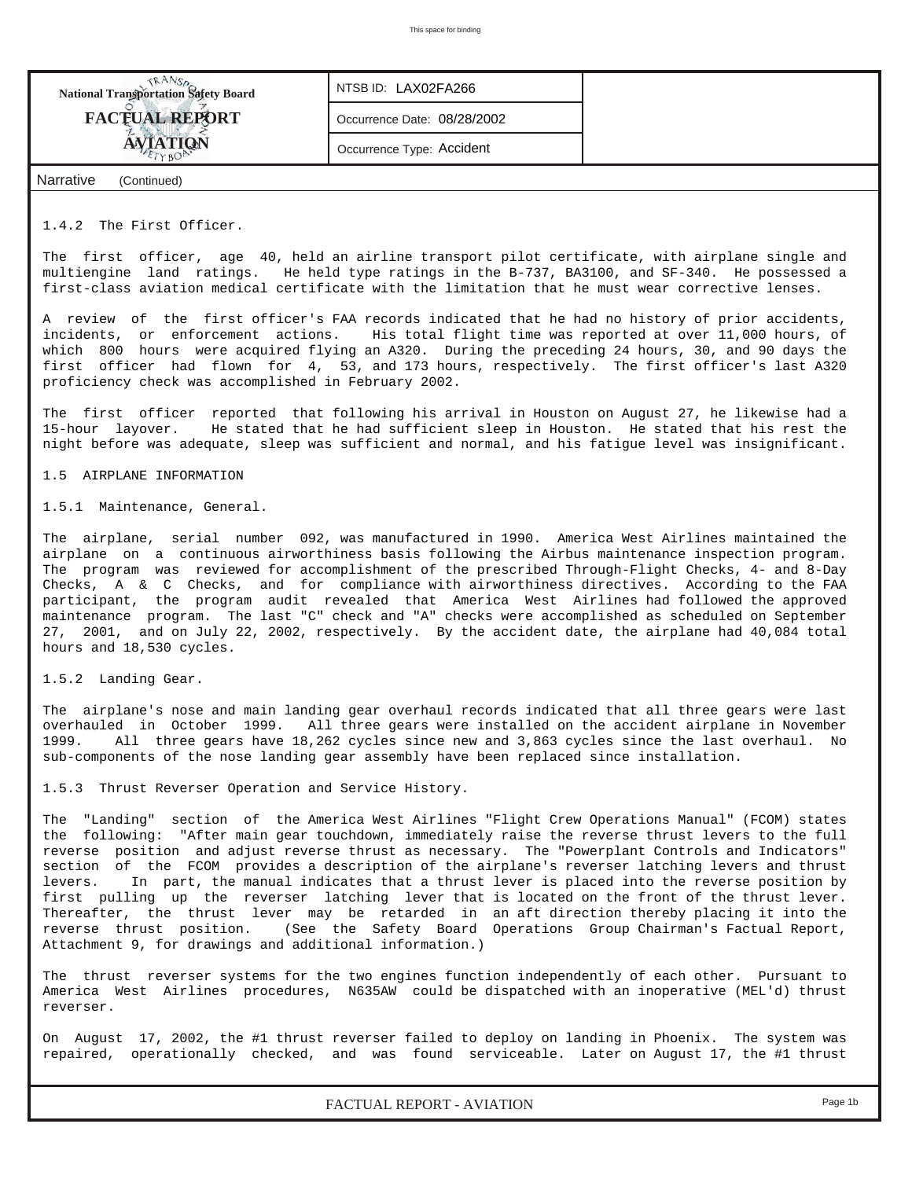Narrative (Continued)

1.4.2 The First Officer.

The first officer, age 40, held an airline transport pilot certificate, with airplane single and multiengine land ratings. He held type ratings in the B-737, BA3100, and SF-340. He possessed a first-class aviation medical certificate with the limitation that he must wear corrective lenses.

A review of the first officer's FAA records indicated that he had no history of prior accidents, incidents, or enforcement actions. His total flight time was reported at over 11,000 hours, of which 800 hours were acquired flying an A320. During the preceding 24 hours, 30, and 90 days the first officer had flown for 4, 53, and 173 hours, respectively. The first officer's last A320 proficiency check was accomplished in February 2002.

The first officer reported that following his arrival in Houston on August 27, he likewise had a 15-hour layover. He stated that he had sufficient sleep in Houston. He stated that his rest the night before was adequate, sleep was sufficient and normal, and his fatigue level was insignificant.

1.5 AIRPLANE INFORMATION

1.5.1 Maintenance, General.

The airplane, serial number 092, was manufactured in 1990. America West Airlines maintained the airplane on a continuous airworthiness basis following the Airbus maintenance inspection program. The program was reviewed for accomplishment of the prescribed Through-Flight Checks, 4- and 8-Day Checks, A & C Checks, and for compliance with airworthiness directives. According to the FAA participant, the program audit revealed that America West Airlines had followed the approved maintenance program. The last "C" check and "A" checks were accomplished as scheduled on September 27, 2001, and on July 22, 2002, respectively. By the accident date, the airplane had 40,084 total hours and 18,530 cycles.

1.5.2 Landing Gear.

The airplane's nose and main landing gear overhaul records indicated that all three gears were last overhauled in October 1999. All three gears were installed on the accident airplane in November 1999. All three gears have 18,262 cycles since new and 3,863 cycles since the last overhaul. No sub-components of the nose landing gear assembly have been replaced since installation.

1.5.3 Thrust Reverser Operation and Service History.

The "Landing" section of the America West Airlines "Flight Crew Operations Manual" (FCOM) states the following: "After main gear touchdown, immediately raise the reverse thrust levers to the full reverse position and adjust reverse thrust as necessary. The "Powerplant Controls and Indicators" section of the FCOM provides a description of the airplane's reverser latching levers and thrust levers. In part, the manual indicates that a thrust lever is placed into the reverse position by first pulling up the reverser latching lever that is located on the front of the thrust lever. Thereafter, the thrust lever may be retarded in an aft direction thereby placing it into the reverse thrust position. (See the Safety Board Operations Group Chairman's Factual Report, Attachment 9, for drawings and additional information.)

The thrust reverser systems for the two engines function independently of each other. Pursuant to America West Airlines procedures, N635AW could be dispatched with an inoperative (MEL'd) thrust reverser.

On August 17, 2002, the #1 thrust reverser failed to deploy on landing in Phoenix. The system was repaired, operationally checked, and was found serviceable. Later on August 17, the #1 thrust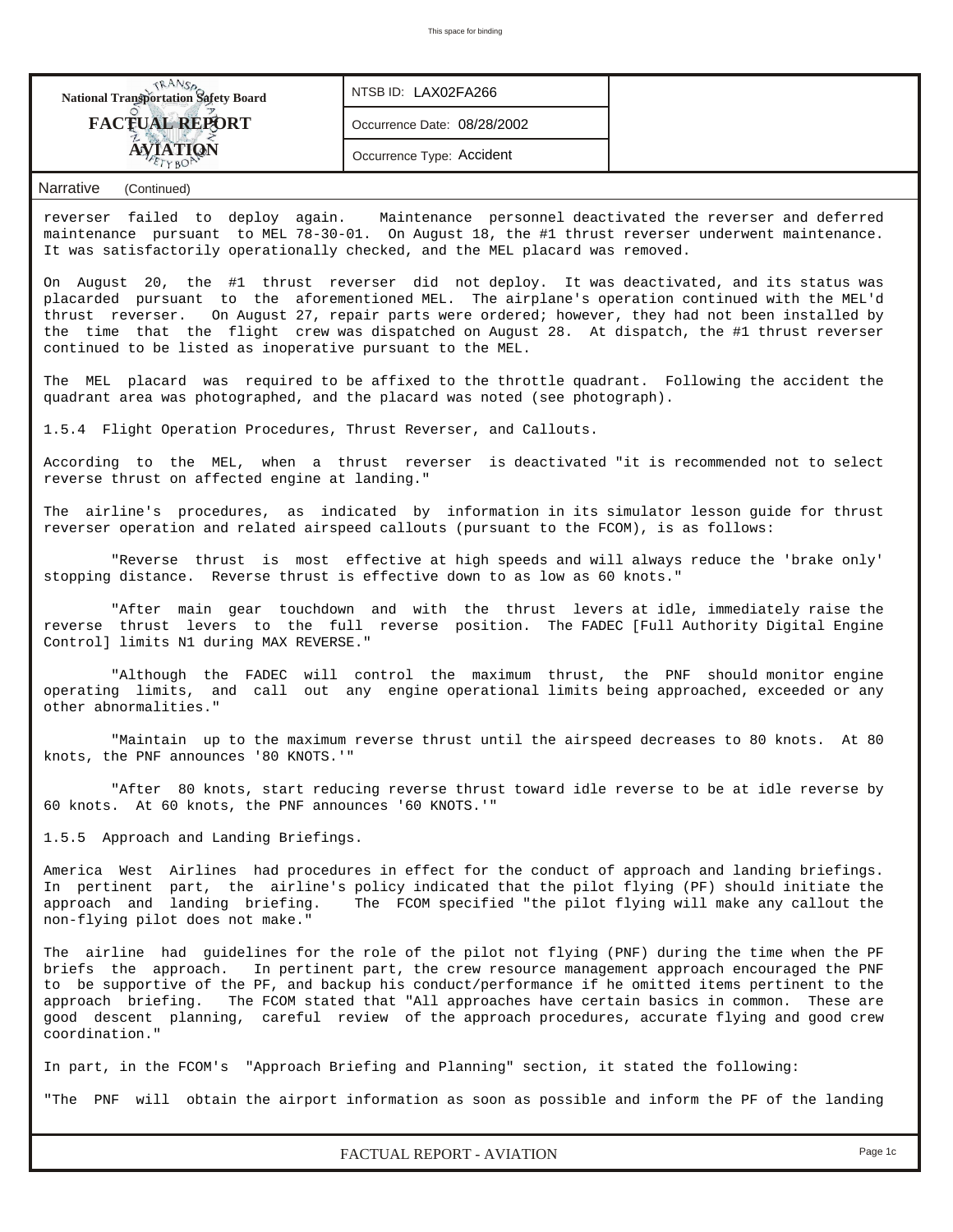reverser failed to deploy again. Maintenance personnel deactivated the reverser and deferred maintenance pursuant to MEL 78-30-01. On August 18, the #1 thrust reverser underwent maintenance. It was satisfactorily operationally checked, and the MEL placard was removed.

On August 20, the #1 thrust reverser did not deploy. It was deactivated, and its status was placarded pursuant to the aforementioned MEL. The airplane's operation continued with the MEL'd thrust reverser. On August 27, repair parts were ordered; however, they had not been installed by the time that the flight crew was dispatched on August 28. At dispatch, the #1 thrust reverser continued to be listed as inoperative pursuant to the MEL.

The MEL placard was required to be affixed to the throttle quadrant. Following the accident the quadrant area was photographed, and the placard was noted (see photograph).

1.5.4 Flight Operation Procedures, Thrust Reverser, and Callouts.

According to the MEL, when a thrust reverser is deactivated "it is recommended not to select reverse thrust on affected engine at landing."

The airline's procedures, as indicated by information in its simulator lesson guide for thrust reverser operation and related airspeed callouts (pursuant to the FCOM), is as follows:

"Reverse thrust is most effective at high speeds and will always reduce the 'brake only' stopping distance. Reverse thrust is effective down to as low as 60 knots."

"After main gear touchdown and with the thrust levers at idle, immediately raise the reverse thrust levers to the full reverse position. The FADEC [Full Authority Digital Engine Control] limits N1 during MAX REVERSE."

"Although the FADEC will control the maximum thrust, the PNF should monitor engine operating limits, and call out any engine operational limits being approached, exceeded or any other abnormalities."

"Maintain up to the maximum reverse thrust until the airspeed decreases to 80 knots. At 80 knots, the PNF announces '80 KNOTS.'"

"After 80 knots, start reducing reverse thrust toward idle reverse to be at idle reverse by 60 knots. At 60 knots, the PNF announces '60 KNOTS.'"

1.5.5 Approach and Landing Briefings.

America West Airlines had procedures in effect for the conduct of approach and landing briefings. In pertinent part, the airline's policy indicated that the pilot flying (PF) should initiate the approach and landing briefing. The FCOM specified "the pilot flying will make any callout the non-flying pilot does not make."

The airline had guidelines for the role of the pilot not flying (PNF) during the time when the PF briefs the approach. In pertinent part, the crew resource management approach encouraged the PNF to be supportive of the PF, and backup his conduct/performance if he omitted items pertinent to the approach briefing. The FCOM stated that "All approaches have certain basics in common. These are good descent planning, careful review of the approach procedures, accurate flying and good crew coordination."

In part, in the FCOM's "Approach Briefing and Planning" section, it stated the following:

"The PNF will obtain the airport information as soon as possible and inform the PF of the landing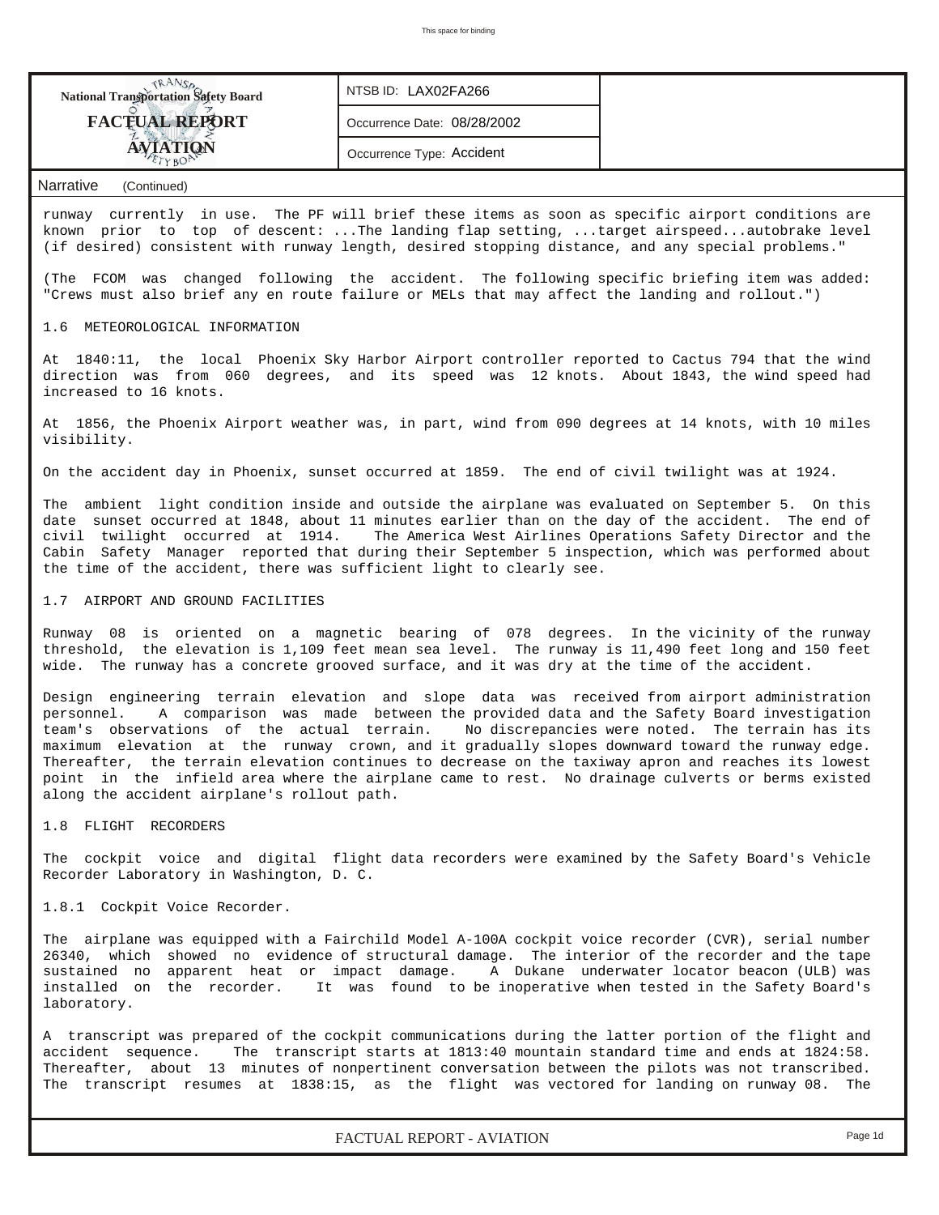Narrative (Continued)

runway currently in use. The PF will brief these items as soon as specific airport conditions are known prior to top of descent: ...The landing flap setting, ...target airspeed...autobrake level (if desired) consistent with runway length, desired stopping distance, and any special problems."

(The FCOM was changed following the accident. The following specific briefing item was added: "Crews must also brief any en route failure or MELs that may affect the landing and rollout.")

### 1.6 METEOROLOGICAL INFORMATION

At 1840:11, the local Phoenix Sky Harbor Airport controller reported to Cactus 794 that the wind direction was from 060 degrees, and its speed was 12 knots. About 1843, the wind speed had increased to 16 knots.

At 1856, the Phoenix Airport weather was, in part, wind from 090 degrees at 14 knots, with 10 miles visibility.

On the accident day in Phoenix, sunset occurred at 1859. The end of civil twilight was at 1924.

The ambient light condition inside and outside the airplane was evaluated on September 5. On this date sunset occurred at 1848, about 11 minutes earlier than on the day of the accident. The end of civil twilight occurred at 1914. The America West Airlines Operations Safety Director and the Cabin Safety Manager reported that during their September 5 inspection, which was performed about the time of the accident, there was sufficient light to clearly see.

### 1.7 AIRPORT AND GROUND FACILITIES

Runway 08 is oriented on a magnetic bearing of 078 degrees. In the vicinity of the runway threshold, the elevation is 1,109 feet mean sea level. The runway is 11,490 feet long and 150 feet wide. The runway has a concrete grooved surface, and it was dry at the time of the accident.

Design engineering terrain elevation and slope data was received from airport administration personnel. A comparison was made between the provided data and the Safety Board investigation team's observations of the actual terrain. No discrepancies were noted. The terrain has its maximum elevation at the runway crown, and it gradually slopes downward toward the runway edge. Thereafter, the terrain elevation continues to decrease on the taxiway apron and reaches its lowest point in the infield area where the airplane came to rest. No drainage culverts or berms existed along the accident airplane's rollout path.

### 1.8 FLIGHT RECORDERS

The cockpit voice and digital flight data recorders were examined by the Safety Board's Vehicle Recorder Laboratory in Washington, D. C.

#### 1.8.1 Cockpit Voice Recorder.

The airplane was equipped with a Fairchild Model A-100A cockpit voice recorder (CVR), serial number 26340, which showed no evidence of structural damage. The interior of the recorder and the tape sustained no apparent heat or impact damage. A Dukane underwater locator beacon (ULB) was installed on the recorder. It was found to be inoperative when tested in the Safety Board's laboratory.

A transcript was prepared of the cockpit communications during the latter portion of the flight and accident sequence. The transcript starts at 1813:40 mountain standard time and ends at 1824:58. Thereafter, about 13 minutes of nonpertinent conversation between the pilots was not transcribed. The transcript resumes at 1838:15, as the flight was vectored for landing on runway 08. The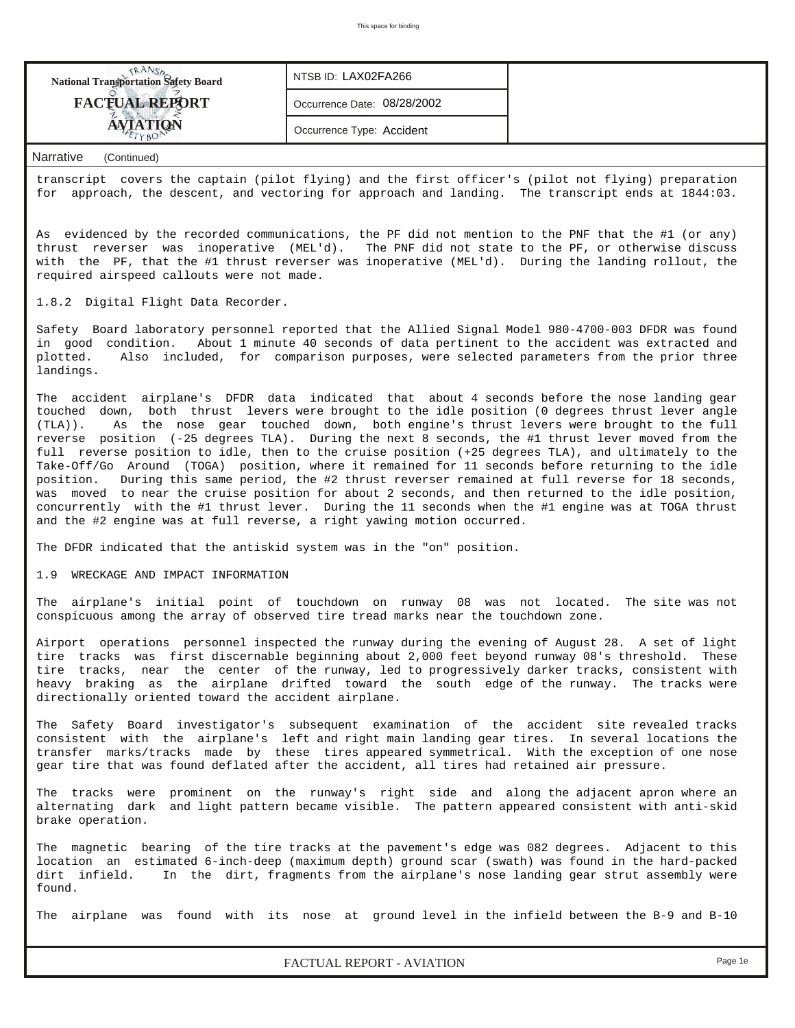transcript covers the captain (pilot flying) and the first officer's (pilot not flying) preparation for approach, the descent, and vectoring for approach and landing. The transcript ends at 1844:03.

As evidenced by the recorded communications, the PF did not mention to the PNF that the #1 (or any) thrust reverser was inoperative (MEL'd). The PNF did not state to the PF, or otherwise discuss with the PF, that the #1 thrust reverser was inoperative (MEL'd). During the landing rollout, the required airspeed callouts were not made.

1.8.2 Digital Flight Data Recorder.

Safety Board laboratory personnel reported that the Allied Signal Model 980-4700-003 DFDR was found in good condition. About 1 minute 40 seconds of data pertinent to the accident was extracted and plotted. Also included, for comparison purposes, were selected parameters from the prior three landings.

The accident airplane's DFDR data indicated that about 4 seconds before the nose landing gear touched down, both thrust levers were brought to the idle position (0 degrees thrust lever angle (TLA)). As the nose gear touched down, both engine's thrust levers were brought to the full reverse position (-25 degrees TLA). During the next 8 seconds, the #1 thrust lever moved from the full reverse position to idle, then to the cruise position (+25 degrees TLA), and ultimately to the Take-Off/Go Around (TOGA) position, where it remained for 11 seconds before returning to the idle position. During this same period, the #2 thrust reverser remained at full reverse for 18 seconds, was moved to near the cruise position for about 2 seconds, and then returned to the idle position, concurrently with the #1 thrust lever. During the 11 seconds when the #1 engine was at TOGA thrust and the #2 engine was at full reverse, a right yawing motion occurred.

The DFDR indicated that the antiskid system was in the "on" position.

1.9 WRECKAGE AND IMPACT INFORMATION

The airplane's initial point of touchdown on runway 08 was not located. The site was not conspicuous among the array of observed tire tread marks near the touchdown zone.

Airport operations personnel inspected the runway during the evening of August 28. A set of light tire tracks was first discernable beginning about 2,000 feet beyond runway 08's threshold. These tire tracks, near the center of the runway, led to progressively darker tracks, consistent with heavy braking as the airplane drifted toward the south edge of the runway. The tracks were directionally oriented toward the accident airplane.

The Safety Board investigator's subsequent examination of the accident site revealed tracks consistent with the airplane's left and right main landing gear tires. In several locations the transfer marks/tracks made by these tires appeared symmetrical. With the exception of one nose gear tire that was found deflated after the accident, all tires had retained air pressure.

The tracks were prominent on the runway's right side and along the adjacent apron where an alternating dark and light pattern became visible. The pattern appeared consistent with anti-skid brake operation.

The magnetic bearing of the tire tracks at the pavement's edge was 082 degrees. Adjacent to this location an estimated 6-inch-deep (maximum depth) ground scar (swath) was found in the hard-packed dirt infield. In the dirt, fragments from the airplane's nose landing gear strut assembly were found.

The airplane was found with its nose at ground level in the infield between the B-9 and B-10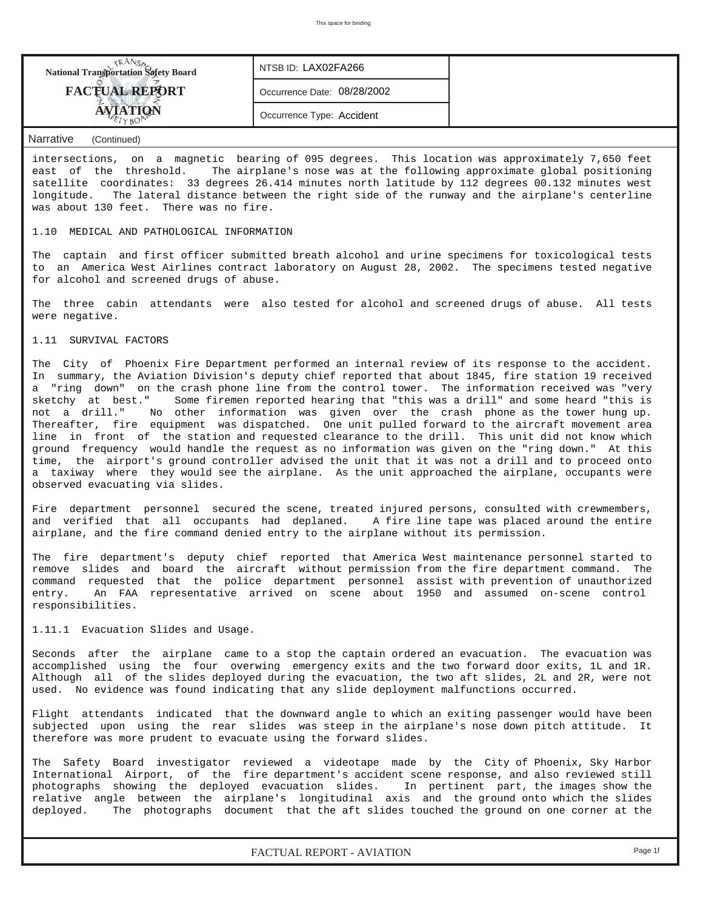**National Transportation Safety Board**
**FACTUAL REPORT**
**AVIATION**

| NTSB ID: LAX02FA266 |
|---|
| Occurrence Date: 08/28/2002 |
| Occurrence Type: Accident |

**Narrative** (Continued)

intersections, on a magnetic bearing of 095 degrees. This location was approximately 7,650 feet east of the threshold. The airplane's nose was at the following approximate global positioning satellite coordinates: 33 degrees 26.414 minutes north latitude by 112 degrees 00.132 minutes west longitude. The lateral distance between the right side of the runway and the airplane's centerline was about 130 feet. There was no fire.

1.10 MEDICAL AND PATHOLOGICAL INFORMATION

The captain and first officer submitted breath alcohol and urine specimens for toxicological tests to an America West Airlines contract laboratory on August 28, 2002. The specimens tested negative for alcohol and screened drugs of abuse.

The three cabin attendants were also tested for alcohol and screened drugs of abuse. All tests were negative.

1.11 SURVIVAL FACTORS

The City of Phoenix Fire Department performed an internal review of its response to the accident. In summary, the Aviation Division's deputy chief reported that about 1845, fire station 19 received a "ring down" on the crash phone line from the control tower. The information received was "very sketchy at best." Some firemen reported hearing that "this was a drill" and some heard "this is not a drill." No other information was given over the crash phone as the tower hung up. Thereafter, fire equipment was dispatched. One unit pulled forward to the aircraft movement area line in front of the station and requested clearance to the drill. This unit did not know which ground frequency would handle the request as no information was given on the "ring down." At this time, the airport's ground controller advised the unit that it was not a drill and to proceed onto a taxiway where they would see the airplane. As the unit approached the airplane, occupants were observed evacuating via slides.

Fire department personnel secured the scene, treated injured persons, consulted with crewmembers, and verified that all occupants had deplaned. A fire line tape was placed around the entire airplane, and the fire command denied entry to the airplane without its permission.

The fire department's deputy chief reported that America West maintenance personnel started to remove slides and board the aircraft without permission from the fire department command. The command requested that the police department personnel assist with prevention of unauthorized entry. An FAA representative arrived on scene about 1950 and assumed on-scene control responsibilities.

1.11.1 Evacuation Slides and Usage.

Seconds after the airplane came to a stop the captain ordered an evacuation. The evacuation was accomplished using the four overwing emergency exits and the two forward door exits, 1L and 1R. Although all of the slides deployed during the evacuation, the two aft slides, 2L and 2R, were not used. No evidence was found indicating that any slide deployment malfunctions occurred.

Flight attendants indicated that the downward angle to which an exiting passenger would have been subjected upon using the rear slides was steep in the airplane's nose down pitch attitude. It therefore was more prudent to evacuate using the forward slides.

The Safety Board investigator reviewed a videotape made by the City of Phoenix, Sky Harbor International Airport, of the fire department's accident scene response, and also reviewed still photographs showing the deployed evacuation slides. In pertinent part, the images show the relative angle between the airplane's longitudinal axis and the ground onto which the slides deployed. The photographs document that the aft slides touched the ground on one corner at the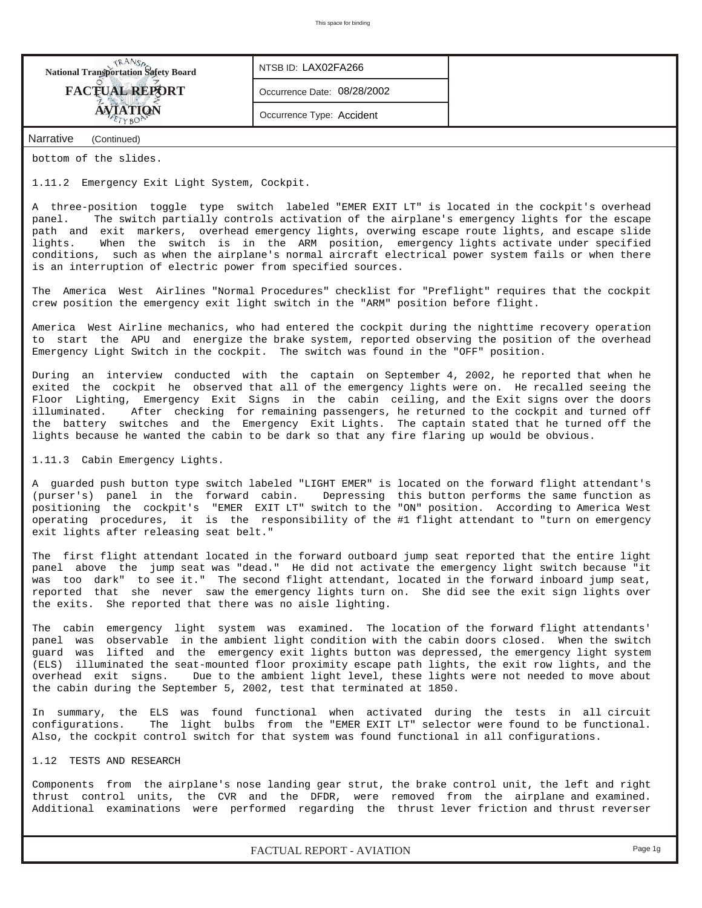bottom of the slides.

1.11.2 Emergency Exit Light System, Cockpit.

A three-position toggle type switch labeled "EMER EXIT LT" is located in the cockpit's overhead panel. The switch partially controls activation of the airplane's emergency lights for the escape path and exit markers, overhead emergency lights, overwing escape route lights, and escape slide lights. When the switch is in the ARM position, emergency lights activate under specified conditions, such as when the airplane's normal aircraft electrical power system fails or when there is an interruption of electric power from specified sources.

The America West Airlines "Normal Procedures" checklist for "Preflight" requires that the cockpit crew position the emergency exit light switch in the "ARM" position before flight.

America West Airline mechanics, who had entered the cockpit during the nighttime recovery operation to start the APU and energize the brake system, reported observing the position of the overhead Emergency Light Switch in the cockpit. The switch was found in the "OFF" position.

During an interview conducted with the captain on September 4, 2002, he reported that when he exited the cockpit he observed that all of the emergency lights were on. He recalled seeing the Floor Lighting, Emergency Exit Signs in the cabin ceiling, and the Exit signs over the doors illuminated. After checking for remaining passengers, he returned to the cockpit and turned off the battery switches and the Emergency Exit Lights. The captain stated that he turned off the lights because he wanted the cabin to be dark so that any fire flaring up would be obvious.

1.11.3 Cabin Emergency Lights.

A guarded push button type switch labeled "LIGHT EMER" is located on the forward flight attendant's (purser's) panel in the forward cabin. Depressing this button performs the same function as positioning the cockpit's "EMER EXIT LT" switch to the "ON" position. According to America West operating procedures, it is the responsibility of the #1 flight attendant to "turn on emergency exit lights after releasing seat belt."

The first flight attendant located in the forward outboard jump seat reported that the entire light panel above the jump seat was "dead." He did not activate the emergency light switch because "it was too dark" to see it." The second flight attendant, located in the forward inboard jump seat, reported that she never saw the emergency lights turn on. She did see the exit sign lights over the exits. She reported that there was no aisle lighting.

The cabin emergency light system was examined. The location of the forward flight attendants' panel was observable in the ambient light condition with the cabin doors closed. When the switch guard was lifted and the emergency exit lights button was depressed, the emergency light system (ELS) illuminated the seat-mounted floor proximity escape path lights, the exit row lights, and the overhead exit signs. Due to the ambient light level, these lights were not needed to move about the cabin during the September 5, 2002, test that terminated at 1850.

In summary, the ELS was found functional when activated during the tests in all circuit configurations. The light bulbs from the "EMER EXIT LT" selector were found to be functional. Also, the cockpit control switch for that system was found functional in all configurations.

1.12 TESTS AND RESEARCH

Components from the airplane's nose landing gear strut, the brake control unit, the left and right thrust control units, the CVR and the DFDR, were removed from the airplane and examined. Additional examinations were performed regarding the thrust lever friction and thrust reverser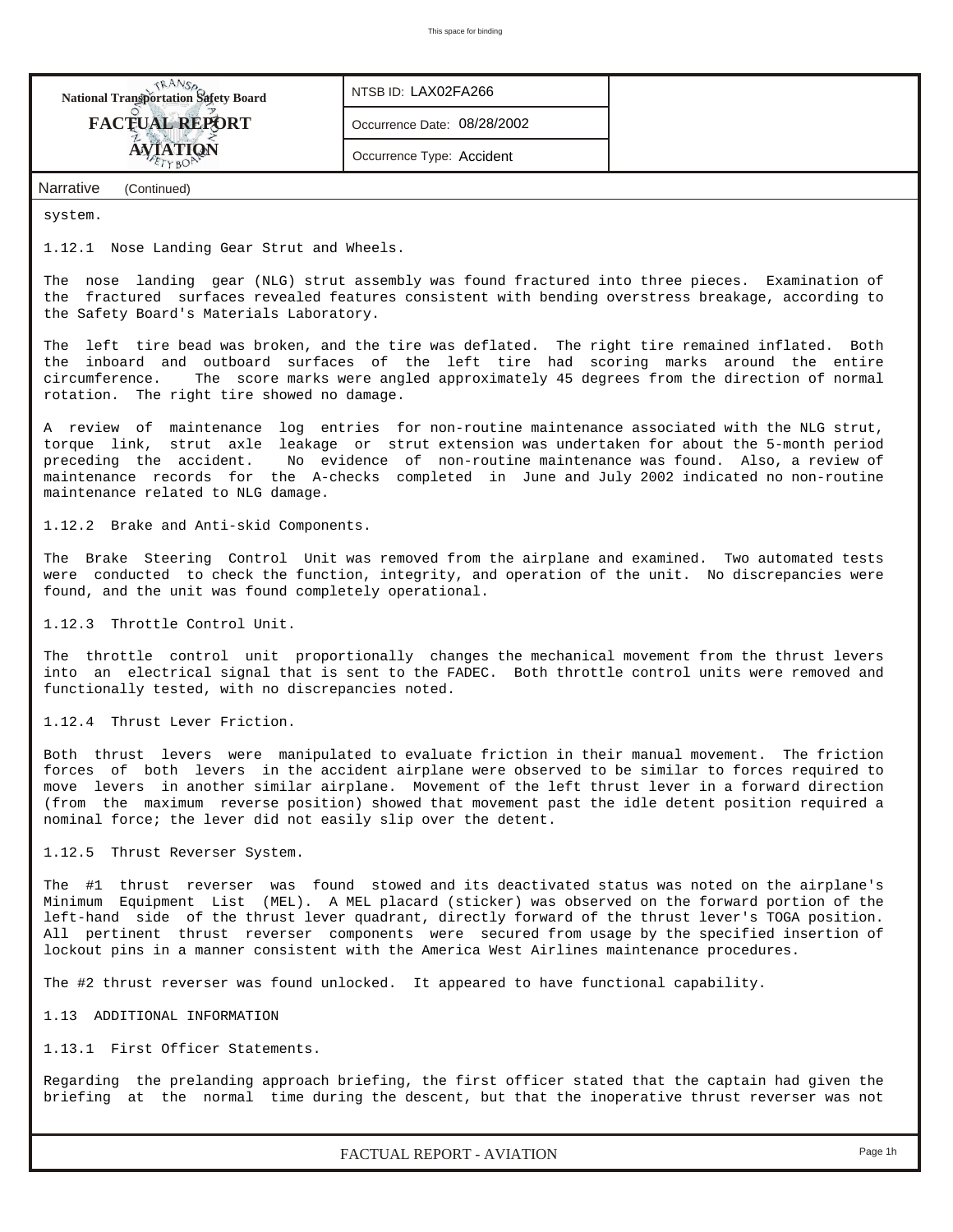system.

1.12.1 Nose Landing Gear Strut and Wheels.

The nose landing gear (NLG) strut assembly was found fractured into three pieces. Examination of the fractured surfaces revealed features consistent with bending overstress breakage, according to the Safety Board's Materials Laboratory.

The left tire bead was broken, and the tire was deflated. The right tire remained inflated. Both the inboard and outboard surfaces of the left tire had scoring marks around the entire circumference. The score marks were angled approximately 45 degrees from the direction of normal rotation. The right tire showed no damage.

A review of maintenance log entries for non-routine maintenance associated with the NLG strut, torque link, strut axle leakage or strut extension was undertaken for about the 5-month period preceding the accident. No evidence of non-routine maintenance was found. Also, a review of maintenance records for the A-checks completed in June and July 2002 indicated no non-routine maintenance related to NLG damage.

1.12.2 Brake and Anti-skid Components.

The Brake Steering Control Unit was removed from the airplane and examined. Two automated tests were conducted to check the function, integrity, and operation of the unit. No discrepancies were found, and the unit was found completely operational.

1.12.3 Throttle Control Unit.

The throttle control unit proportionally changes the mechanical movement from the thrust levers into an electrical signal that is sent to the FADEC. Both throttle control units were removed and functionally tested, with no discrepancies noted.

1.12.4 Thrust Lever Friction.

Both thrust levers were manipulated to evaluate friction in their manual movement. The friction forces of both levers in the accident airplane were observed to be similar to forces required to move levers in another similar airplane. Movement of the left thrust lever in a forward direction (from the maximum reverse position) showed that movement past the idle detent position required a nominal force; the lever did not easily slip over the detent.

1.12.5 Thrust Reverser System.

The #1 thrust reverser was found stowed and its deactivated status was noted on the airplane's Minimum Equipment List (MEL). A MEL placard (sticker) was observed on the forward portion of the left-hand side of the thrust lever quadrant, directly forward of the thrust lever's TOGA position. All pertinent thrust reverser components were secured from usage by the specified insertion of lockout pins in a manner consistent with the America West Airlines maintenance procedures.

The #2 thrust reverser was found unlocked. It appeared to have functional capability.

1.13 ADDITIONAL INFORMATION

1.13.1 First Officer Statements.

Regarding the prelanding approach briefing, the first officer stated that the captain had given the briefing at the normal time during the descent, but that the inoperative thrust reverser was not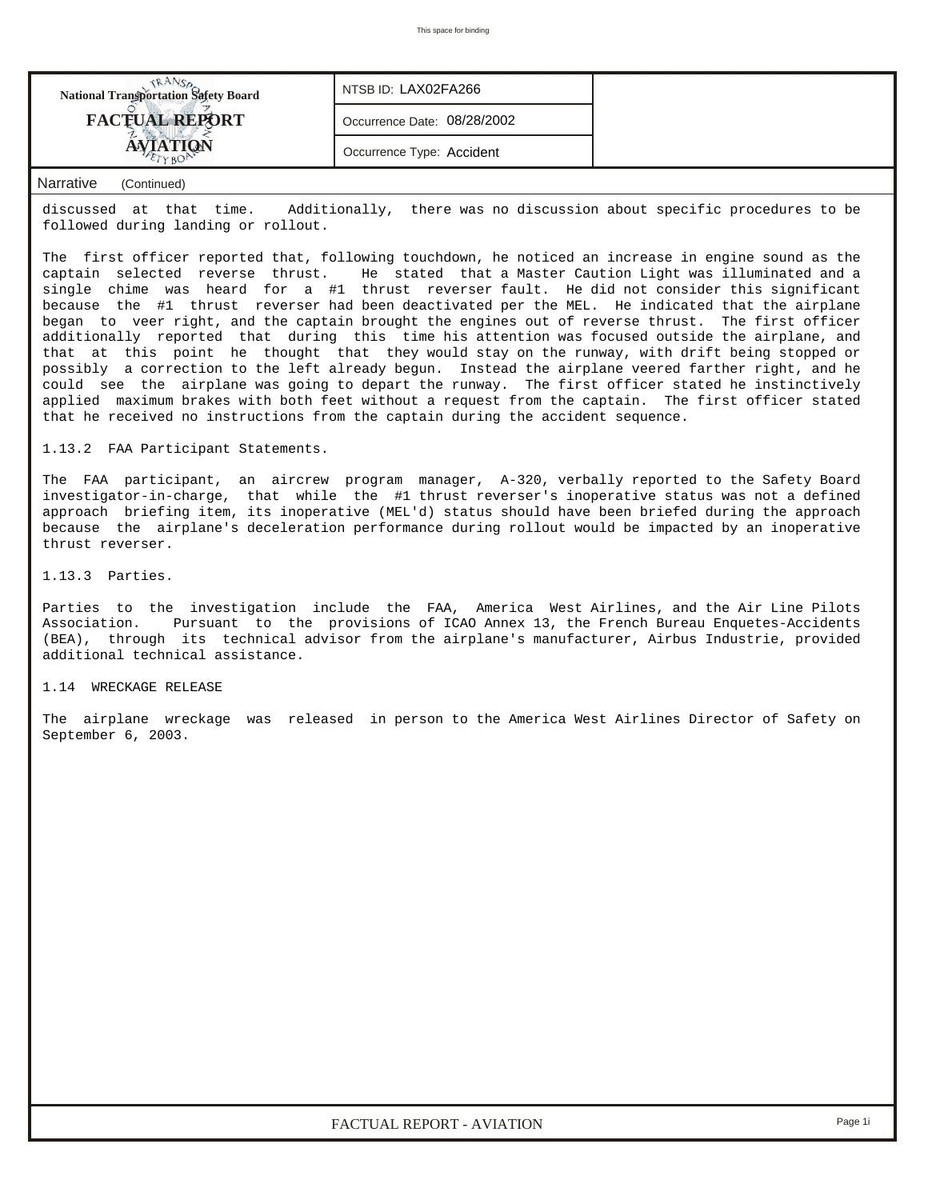| National Transportation Safety Board FACTUAL REPORT AVIATION | NTSB ID: LAX02FA266 | |
|---|---|---|
| | Occurrence Date: 08/28/2002 | |
| | Occurrence Type: Accident | |

Narrative (Continued)

discussed at that time. Additionally, there was no discussion about specific procedures to be followed during landing or rollout.

The first officer reported that, following touchdown, he noticed an increase in engine sound as the captain selected reverse thrust. He stated that a Master Caution Light was illuminated and a single chime was heard for a #1 thrust reverser fault. He did not consider this significant because the #1 thrust reverser had been deactivated per the MEL. He indicated that the airplane began to veer right, and the captain brought the engines out of reverse thrust. The first officer additionally reported that during this time his attention was focused outside the airplane, and that at this point he thought that they would stay on the runway, with drift being stopped or possibly a correction to the left already begun. Instead the airplane veered farther right, and he could see the airplane was going to depart the runway. The first officer stated he instinctively applied maximum brakes with both feet without a request from the captain. The first officer stated that he received no instructions from the captain during the accident sequence.

1.13.2 FAA Participant Statements.

The FAA participant, an aircrew program manager, A-320, verbally reported to the Safety Board investigator-in-charge, that while the #1 thrust reverser's inoperative status was not a defined approach briefing item, its inoperative (MEL'd) status should have been briefed during the approach because the airplane's deceleration performance during rollout would be impacted by an inoperative thrust reverser.

1.13.3 Parties.

Parties to the investigation include the FAA, America West Airlines, and the Air Line Pilots Association. Pursuant to the provisions of ICAO Annex 13, the French Bureau Enquetes-Accidents (BEA), through its technical advisor from the airplane's manufacturer, Airbus Industrie, provided additional technical assistance.

1.14 WRECKAGE RELEASE

The airplane wreckage was released in person to the America West Airlines Director of Safety on September 6, 2003.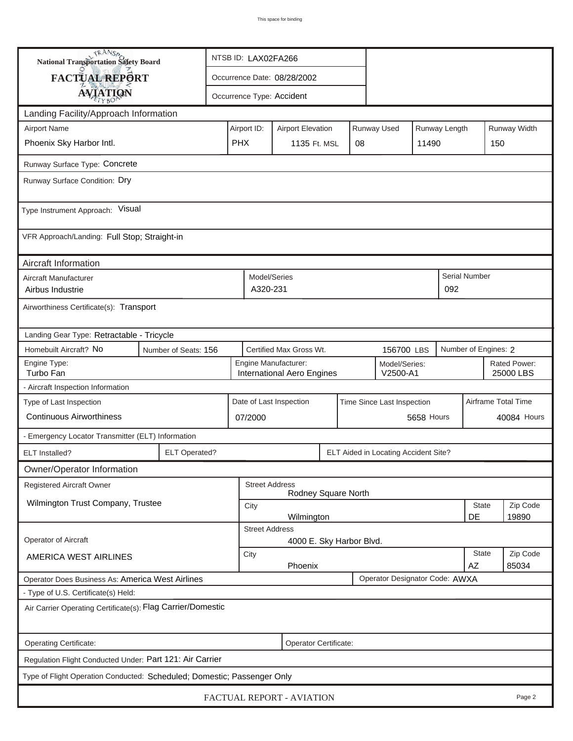This space for binding

| National Transportation Safety Board | NTSB ID: LAX02FA266 |
|---|---|
| **FACTUAL REPORT** | Occurrence Date: 08/28/2002 |
| **AVIATION** | Occurrence Type: Accident |

## Landing Facility/Approach Information

| Airport Name | Airport ID: | Airport Elevation | Runway Used | Runway Length | Runway Width |
|---|---|---|---|---|---|
| Phoenix Sky Harbor Intl. | PHX | 1135 Ft. MSL | 08 | 11490 | 150 |

Runway Surface Type: Concrete

Runway Surface Condition: Dry

Type Instrument Approach: Visual

VFR Approach/Landing: Full Stop; Straight-in

## Aircraft Information

| Aircraft Manufacturer | Model/Series | Serial Number |
|---|---|---|
| Airbus Industrie | A320-231 | 092 |

Airworthiness Certificate(s): Transport

Landing Gear Type: Retractable - Tricycle

| Homebuilt Aircraft? No | Number of Seats: 156 | Certified Max Gross Wt. 156700 LBS | Number of Engines: 2 |
|---|---|---|---|

| Engine Type: | Engine Manufacturer: | Model/Series: | Rated Power: |
|---|---|---|---|
| Turbo Fan | International Aero Engines | V2500-A1 | 25000 LBS |

- Aircraft Inspection Information

| Type of Last Inspection | Date of Last Inspection | Time Since Last Inspection | Airframe Total Time |
|---|---|---|---|
| Continuous Airworthiness | 07/2000 | 5658 Hours | 40084 Hours |

- Emergency Locator Transmitter (ELT) Information

| ELT Installed? | ELT Operated? | ELT Aided in Locating Accident Site? |
|---|---|---|
| | | |

## Owner/Operator Information

| Registered Aircraft Owner | Street Address | State | Zip Code |
|---|---|---|---|
| Wilmington Trust Company, Trustee | Rodney Square North | | |
| | City: Wilmington | DE | 19890 |

| Operator of Aircraft | Street Address | State | Zip Code |
|---|---|---|---|
| AMERICA WEST AIRLINES | 4000 E. Sky Harbor Blvd. | | |
| | City: Phoenix | AZ | 85034 |

Operator Does Business As: America West Airlines | Operator Designator Code: AWXA

- Type of U.S. Certificate(s) Held:

Air Carrier Operating Certificate(s): Flag Carrier/Domestic

Operating Certificate: | Operator Certificate:

Regulation Flight Conducted Under: Part 121: Air Carrier

Type of Flight Operation Conducted: Scheduled; Domestic; Passenger Only

FACTUAL REPORT - AVIATION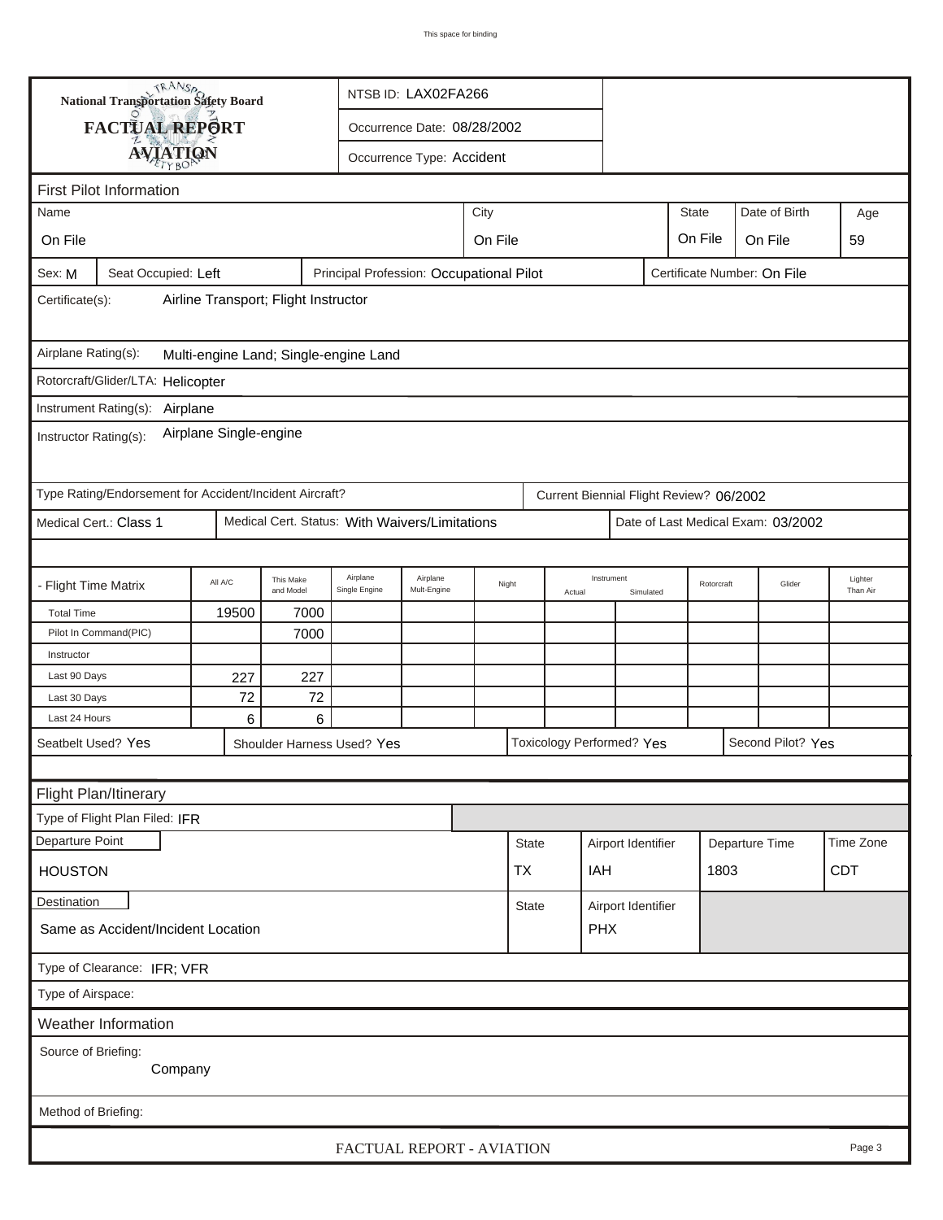This space for binding

**National Transportation Safety Board**

**FACTUAL REPORT**

**AVIATION**

NTSB ID: LAX02FA266

Occurrence Date: 08/28/2002

Occurrence Type: Accident

## First Pilot Information

| Name | City | State | Date of Birth | Age |
|---|---|---|---|---|
| On File | On File | On File | On File | 59 |

Sex: M | Seat Occupied: Left | Principal Profession: Occupational Pilot | Certificate Number: On File

Certificate(s): Airline Transport; Flight Instructor

Airplane Rating(s): Multi-engine Land; Single-engine Land

Rotorcraft/Glider/LTA: Helicopter

Instrument Rating(s): Airplane

Instructor Rating(s): Airplane Single-engine

Type Rating/Endorsement for Accident/Incident Aircraft? | Current Biennial Flight Review? 06/2002

Medical Cert.: Class 1 | Medical Cert. Status: With Waivers/Limitations | Date of Last Medical Exam: 03/2002

| - Flight Time Matrix | All A/C | This Make and Model | Airplane Single Engine | Airplane Mult-Engine | Night | Instrument Actual | Instrument Simulated | Rotorcraft | Glider | Lighter Than Air |
|---|---|---|---|---|---|---|---|---|---|---|
| Total Time | 19500 | 7000 | | | | | | | | |
| Pilot In Command(PIC) | | 7000 | | | | | | | | |
| Instructor | | | | | | | | | | |
| Last 90 Days | 227 | 227 | | | | | | | | |
| Last 30 Days | 72 | 72 | | | | | | | | |
| Last 24 Hours | 6 | 6 | | | | | | | | |

Seatbelt Used? Yes | Shoulder Harness Used? Yes | Toxicology Performed? Yes | Second Pilot? Yes

## Flight Plan/Itinerary

Type of Flight Plan Filed: IFR

| Departure Point | State | Airport Identifier | Departure Time | Time Zone |
|---|---|---|---|---|
| HOUSTON | TX | IAH | 1803 | CDT |

| Destination | State | Airport Identifier |
|---|---|---|
| Same as Accident/Incident Location | | PHX |

Type of Clearance: IFR; VFR

Type of Airspace:

## Weather Information

Source of Briefing: Company

Method of Briefing: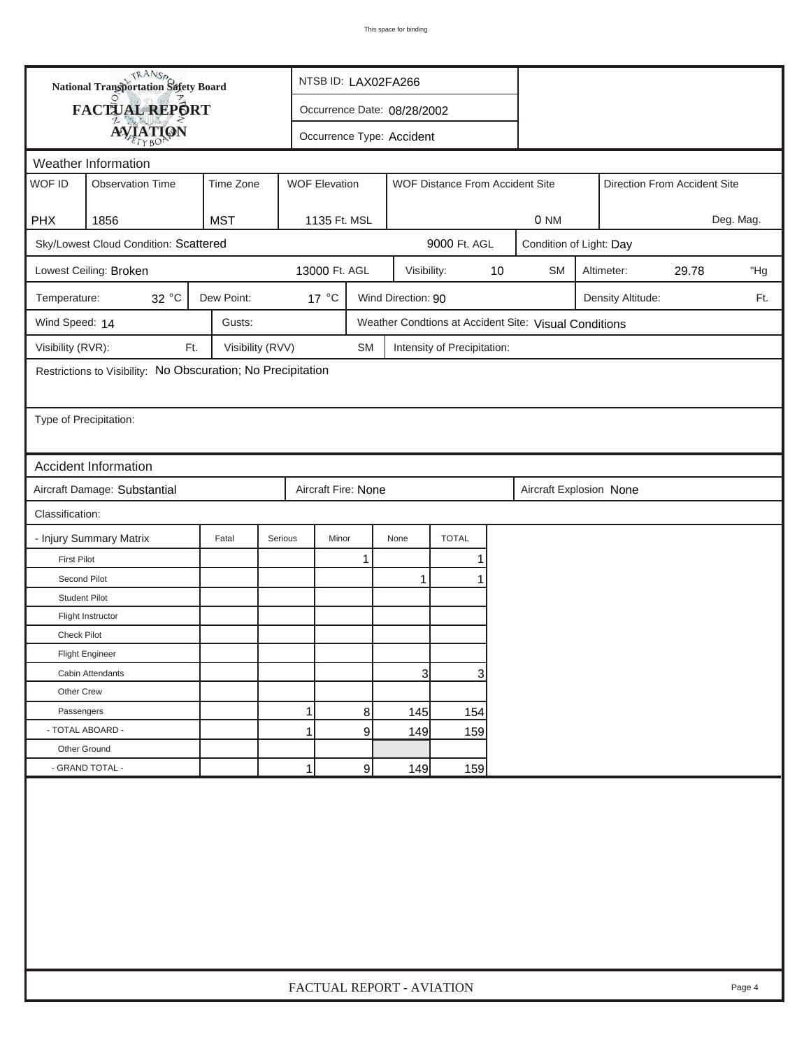This space for binding

**National Transportation Safety Board**

**FACTUAL REPORT**

**AVIATION**

NTSB ID: LAX02FA266

Occurrence Date: 08/28/2002

Occurrence Type: Accident

## Weather Information

| WOF ID | Observation Time | Time Zone | WOF Elevation | WOF Distance From Accident Site | Direction From Accident Site |
|---|---|---|---|---|---|
| PHX | 1856 | MST | 1135 Ft. MSL | 0 NM | Deg. Mag. |

Sky/Lowest Cloud Condition: Scattered — 9000 Ft. AGL — Condition of Light: Day

Lowest Ceiling: Broken — 13000 Ft. AGL — Visibility: 10 SM — Altimeter: 29.78 "Hg

Temperature: 32 °C — Dew Point: 17 °C — Wind Direction: 90 — Density Altitude: Ft.

Wind Speed: 14 — Gusts: — Weather Condtions at Accident Site: Visual Conditions

Visibility (RVR): Ft. — Visibility (RVV) SM — Intensity of Precipitation:

Restrictions to Visibility: No Obscuration; No Precipitation

Type of Precipitation:

## Accident Information

Aircraft Damage: Substantial — Aircraft Fire: None — Aircraft Explosion None

Classification:

| - Injury Summary Matrix | Fatal | Serious | Minor | None | TOTAL |
|---|---|---|---|---|---|
| First Pilot | | | 1 | | 1 |
| Second Pilot | | | | 1 | 1 |
| Student Pilot | | | | | |
| Flight Instructor | | | | | |
| Check Pilot | | | | | |
| Flight Engineer | | | | | |
| Cabin Attendants | | | | 3 | 3 |
| Other Crew | | | | | |
| Passengers | | 1 | 8 | 145 | 154 |
| - TOTAL ABOARD - | | 1 | 9 | 149 | 159 |
| Other Ground | | | | | |
| - GRAND TOTAL - | | 1 | 9 | 149 | 159 |

FACTUAL REPORT - AVIATION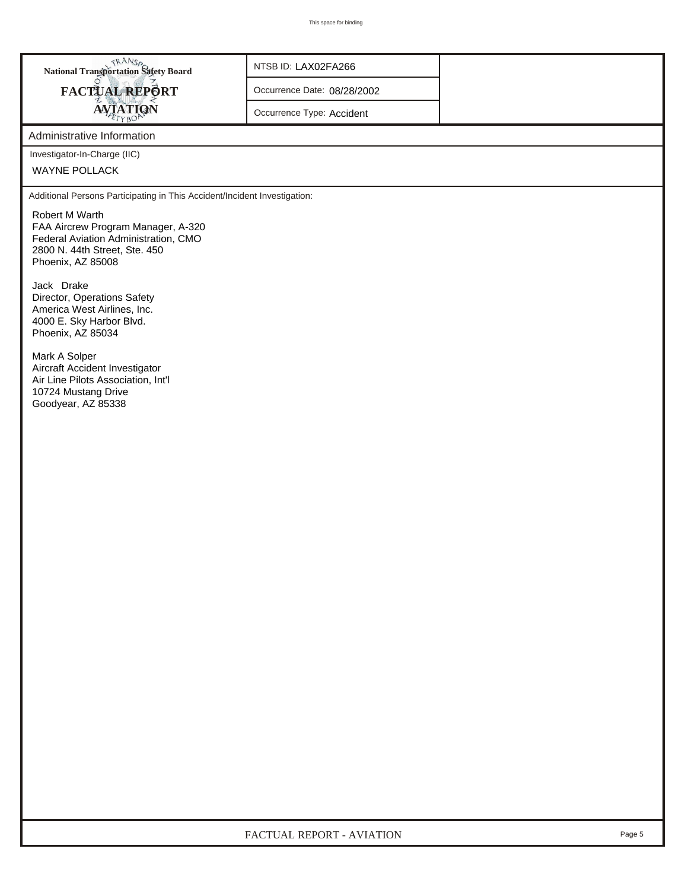**National Transportation Safety Board**

**FACTUAL REPORT**

**AVIATION**

| | |
|---|---|
| NTSB ID: LAX02FA266 | |
| Occurrence Date: 08/28/2002 | |
| Occurrence Type: Accident | |

## Administrative Information

Investigator-In-Charge (IIC)

WAYNE POLLACK

Additional Persons Participating in This Accident/Incident Investigation:

Robert M Warth
FAA Aircrew Program Manager, A-320
Federal Aviation Administration, CMO
2800 N. 44th Street, Ste. 450
Phoenix, AZ 85008

Jack Drake
Director, Operations Safety
America West Airlines, Inc.
4000 E. Sky Harbor Blvd.
Phoenix, AZ 85034

Mark A Solper
Aircraft Accident Investigator
Air Line Pilots Association, Int'l
10724 Mustang Drive
Goodyear, AZ 85338